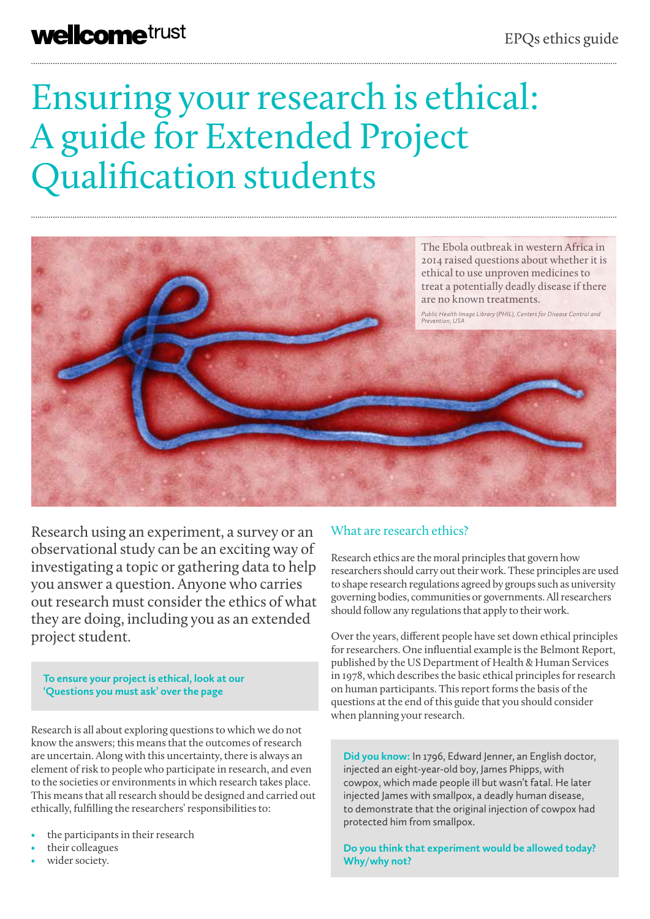# Ensuring your research is ethical: A guide for Extended Project Qualification students

The Ebola outbreak in western Africa in 2014 raised questions about whether it is ethical to use unproven medicines to treat a potentially deadly disease if there are no known treatments.

*Public Health Image Library (PHIL), Centers for Disease Control and Prevention, USA*

Research using an experiment, a survey or an observational study can be an exciting way of investigating a topic or gathering data to help you answer a question. Anyone who carries out research must consider the ethics of what they are doing, including you as an extended project student.

**To ensure your project is ethical, look at our 'Questions you must ask' over the page**

Research is all about exploring questions to which we do not know the answers; this means that the outcomes of research are uncertain. Along with this uncertainty, there is always an element of risk to people who participate in research, and even to the societies or environments in which research takes place. This means that all research should be designed and carried out ethically, fulfilling the researchers' responsibilities to:

- the participants in their research
- their colleagues
- wider society.

## What are research ethics?

Research ethics are the moral principles that govern how researchers should carry out their work. These principles are used to shape research regulations agreed by groups such as university governing bodies, communities or governments. All researchers should follow any regulations that apply to their work.

Over the years, different people have set down ethical principles for researchers. One influential example is the Belmont Report, published by the US Department of Health & Human Services in 1978, which describes the basic ethical principles for research on human participants. This report forms the basis of the questions at the end of this guide that you should consider when planning your research.

**Did you know:** In 1796, Edward Jenner, an English doctor, injected an eight-year-old boy, James Phipps, with cowpox, which made people ill but wasn't fatal. He later injected James with smallpox, a deadly human disease, to demonstrate that the original injection of cowpox had protected him from smallpox.

**Do you think that experiment would be allowed today? Why/why not?**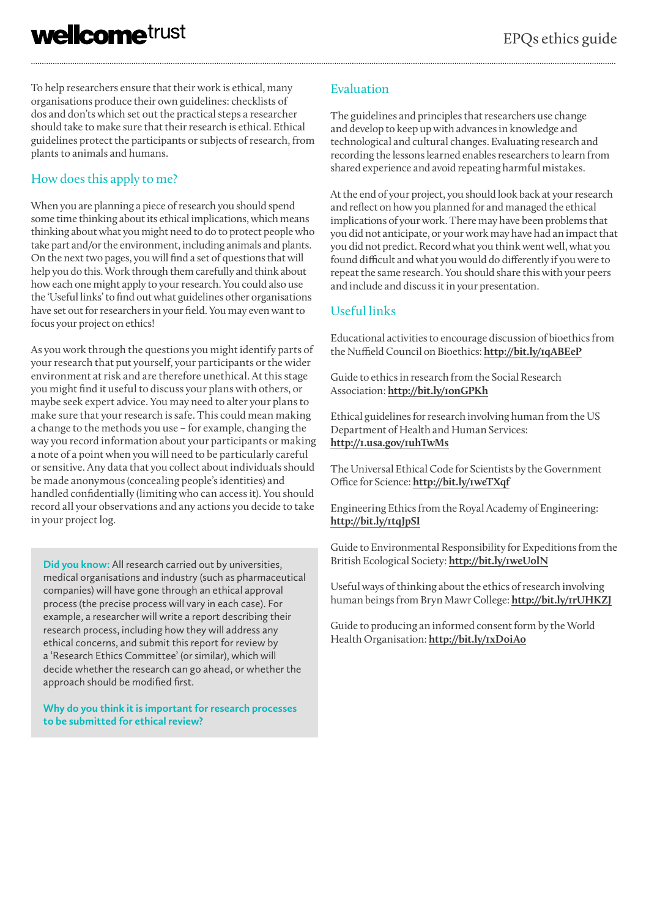To help researchers ensure that their work is ethical, many organisations produce their own guidelines: checklists of dos and don'ts which set out the practical steps a researcher should take to make sure that their research is ethical. Ethical guidelines protect the participants or subjects of research, from plants to animals and humans.

## How does this apply to me?

When you are planning a piece of research you should spend some time thinking about its ethical implications, which means thinking about what you might need to do to protect people who take part and/or the environment, including animals and plants. On the next two pages, you will find a set of questions that will help you do this. Work through them carefully and think about how each one might apply to your research. You could also use the 'Useful links' to find out what guidelines other organisations have set out for researchers in your field. You may even want to focus your project on ethics!

As you work through the questions you might identify parts of your research that put yourself, your participants or the wider environment at risk and are therefore unethical. At this stage you might find it useful to discuss your plans with others, or maybe seek expert advice. You may need to alter your plans to make sure that your research is safe. This could mean making a change to the methods you use – for example, changing the way you record information about your participants or making a note of a point when you will need to be particularly careful or sensitive. Any data that you collect about individuals should be made anonymous (concealing people's identities) and handled confidentially (limiting who can access it). You should record all your observations and any actions you decide to take in your project log.

**Did you know:** All research carried out by universities, medical organisations and industry (such as pharmaceutical companies) will have gone through an ethical approval process (the precise process will vary in each case). For example, a researcher will write a report describing their research process, including how they will address any ethical concerns, and submit this report for review by a 'Research Ethics Committee' (or similar), which will decide whether the research can go ahead, or whether the approach should be modified first.

**Why do you think it is important for research processes to be submitted for ethical review?**

## Evaluation

The guidelines and principles that researchers use change and develop to keep up with advances in knowledge and technological and cultural changes. Evaluating research and recording the lessons learned enables researchers to learn from shared experience and avoid repeating harmful mistakes.

At the end of your project, you should look back at your research and reflect on how you planned for and managed the ethical implications of your work. There may have been problems that you did not anticipate, or your work may have had an impact that you did not predict. Record what you think went well, what you found difficult and what you would do differently if you were to repeat the same research. You should share this with your peers and include and discuss it in your presentation.

## Useful links

Educational activities to encourage discussion of bioethics from the Nuffield Council on Bioethics: **http://bit.ly/1qABEeP**

Guide to ethics in research from the Social Research Association: **http://bit.ly/1onGPKh**

Ethical guidelines for research involving human from the US Department of Health and Human Services: **http://1.usa.gov/1uhTwMs**

The Universal Ethical Code for Scientists by the Government Office for Science: **http://bit.ly/1weTXqf**

Engineering Ethics from the Royal Academy of Engineering: **http://bit.ly/1tqJpSI**

Guide to Environmental Responsibility for Expeditions from the British Ecological Society: **http://bit.ly/1weUolN**

Useful ways of thinking about the ethics of research involving human beings from Bryn Mawr College: **http://bit.ly/1rUHKZJ**

Guide to producing an informed consent form by the World Health Organisation: **http://bit.ly/1xDoiAo**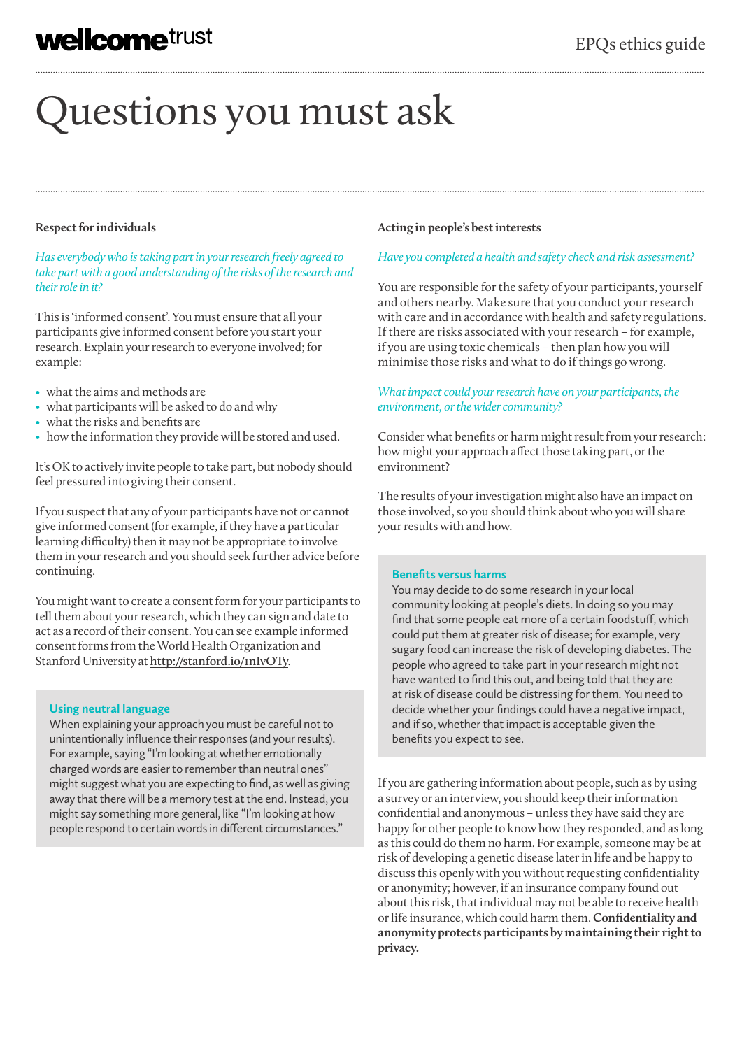# Questions you must ask

## Respect for individuals

*Has everybody who is taking part in your research freely agreed to take part with a good understanding of the risks of the research and their role in it?*

This is 'informed consent'. You must ensure that all your participants give informed consent before you start your research. Explain your research to everyone involved; for example:

- what the aims and methods are
- what participants will be asked to do and why
- what the risks and benefits are
- how the information they provide will be stored and used.

It's OK to actively invite people to take part, but nobody should feel pressured into giving their consent.

If you suspect that any of your participants have not or cannot give informed consent (for example, if they have a particular learning difficulty) then it may not be appropriate to involve them in your research and you should seek further advice before continuing.

You might want to create a consent form for your participants to tell them about your research, which they can sign and date to act as a record of their consent. You can see example informed consent forms from the World Health Organization and Stanford University at http://stanford.io/1nIvOTy.

> **Using neutral language**
> When explaining your approach you must be careful not to unintentionally influence their responses (and your results). For example, saying "I'm looking at whether emotionally charged words are easier to remember than neutral ones" might suggest what you are expecting to find, as well as giving away that there will be a memory test at the end. Instead, you might say something more general, like "I'm looking at how people respond to certain words in different circumstances."

## Acting in people's best interests

*Have you completed a health and safety check and risk assessment?*

You are responsible for the safety of your participants, yourself and others nearby. Make sure that you conduct your research with care and in accordance with health and safety regulations. If there are risks associated with your research – for example, if you are using toxic chemicals – then plan how you will minimise those risks and what to do if things go wrong.

*What impact could your research have on your participants, the environment, or the wider community?*

Consider what benefits or harm might result from your research: how might your approach affect those taking part, or the environment?

The results of your investigation might also have an impact on those involved, so you should think about who you will share your results with and how.

> **Benefits versus harms**
> You may decide to do some research in your local community looking at people's diets. In doing so you may find that some people eat more of a certain foodstuff, which could put them at greater risk of disease; for example, very sugary food can increase the risk of developing diabetes. The people who agreed to take part in your research might not have wanted to find this out, and being told that they are at risk of disease could be distressing for them. You need to decide whether your findings could have a negative impact, and if so, whether that impact is acceptable given the benefits you expect to see.

If you are gathering information about people, such as by using a survey or an interview, you should keep their information confidential and anonymous – unless they have said they are happy for other people to know how they responded, and as long as this could do them no harm. For example, someone may be at risk of developing a genetic disease later in life and be happy to discuss this openly with you without requesting confidentiality or anonymity; however, if an insurance company found out about this risk, that individual may not be able to receive health or life insurance, which could harm them. **Confidentiality and anonymity protects participants by maintaining their right to privacy.**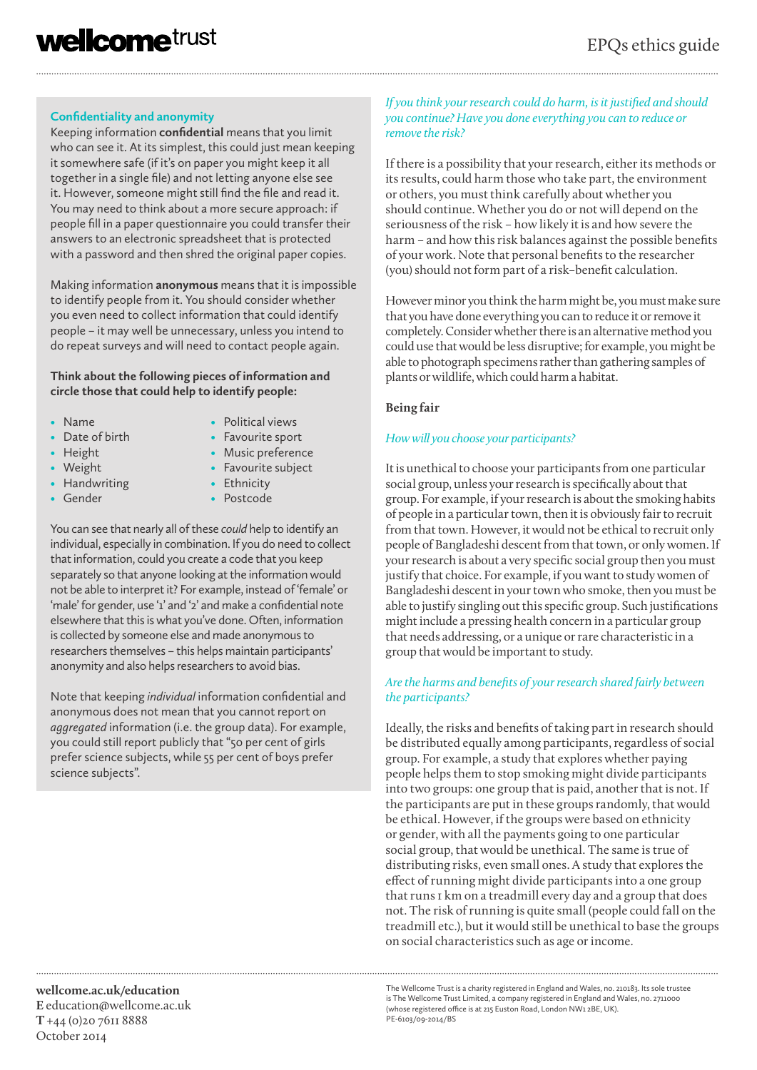### Confidentiality and anonymity

Keeping information **confidential** means that you limit who can see it. At its simplest, this could just mean keeping it somewhere safe (if it's on paper you might keep it all together in a single file) and not letting anyone else see it. However, someone might still find the file and read it. You may need to think about a more secure approach: if people fill in a paper questionnaire you could transfer their answers to an electronic spreadsheet that is protected with a password and then shred the original paper copies.

Making information **anonymous** means that it is impossible to identify people from it. You should consider whether you even need to collect information that could identify people – it may well be unnecessary, unless you intend to do repeat surveys and will need to contact people again.

**Think about the following pieces of information and circle those that could help to identify people:**

- Name
- Date of birth
- Height
- Weight
- Handwriting
- Gender
- Political views
- Favourite sport
- Music preference
- Favourite subject
- Ethnicity
- Postcode

You can see that nearly all of these *could* help to identify an individual, especially in combination. If you do need to collect that information, could you create a code that you keep separately so that anyone looking at the information would not be able to interpret it? For example, instead of 'female' or 'male' for gender, use '1' and '2' and make a confidential note elsewhere that this is what you've done. Often, information is collected by someone else and made anonymous to researchers themselves – this helps maintain participants' anonymity and also helps researchers to avoid bias.

Note that keeping *individual* information confidential and anonymous does not mean that you cannot report on *aggregated* information (i.e. the group data). For example, you could still report publicly that "50 per cent of girls prefer science subjects, while 55 per cent of boys prefer science subjects".

*If you think your research could do harm, is it justified and should you continue? Have you done everything you can to reduce or remove the risk?*

If there is a possibility that your research, either its methods or its results, could harm those who take part, the environment or others, you must think carefully about whether you should continue. Whether you do or not will depend on the seriousness of the risk – how likely it is and how severe the harm – and how this risk balances against the possible benefits of your work. Note that personal benefits to the researcher (you) should not form part of a risk–benefit calculation.

However minor you think the harm might be, you must make sure that you have done everything you can to reduce it or remove it completely. Consider whether there is an alternative method you could use that would be less disruptive; for example, you might be able to photograph specimens rather than gathering samples of plants or wildlife, which could harm a habitat.

### Being fair

*How will you choose your participants?*

It is unethical to choose your participants from one particular social group, unless your research is specifically about that group. For example, if your research is about the smoking habits of people in a particular town, then it is obviously fair to recruit from that town. However, it would not be ethical to recruit only people of Bangladeshi descent from that town, or only women. If your research is about a very specific social group then you must justify that choice. For example, if you want to study women of Bangladeshi descent in your town who smoke, then you must be able to justify singling out this specific group. Such justifications might include a pressing health concern in a particular group that needs addressing, or a unique or rare characteristic in a group that would be important to study.

*Are the harms and benefits of your research shared fairly between the participants?*

Ideally, the risks and benefits of taking part in research should be distributed equally among participants, regardless of social group. For example, a study that explores whether paying people helps them to stop smoking might divide participants into two groups: one group that is paid, another that is not. If the participants are put in these groups randomly, that would be ethical. However, if the groups were based on ethnicity or gender, with all the payments going to one particular social group, that would be unethical. The same is true of distributing risks, even small ones. A study that explores the effect of running might divide participants into a one group that runs 1 km on a treadmill every day and a group that does not. The risk of running is quite small (people could fall on the treadmill etc.), but it would still be unethical to base the groups on social characteristics such as age or income.

**wellcome.ac.uk/education**
**E** education@wellcome.ac.uk
**T** +44 (0)20 7611 8888
October 2014

The Wellcome Trust is a charity registered in England and Wales, no. 210183. Its sole trustee is The Wellcome Trust Limited, a company registered in England and Wales, no. 2711000 (whose registered office is at 215 Euston Road, London NW1 2BE, UK). PE-6103/09-2014/BS